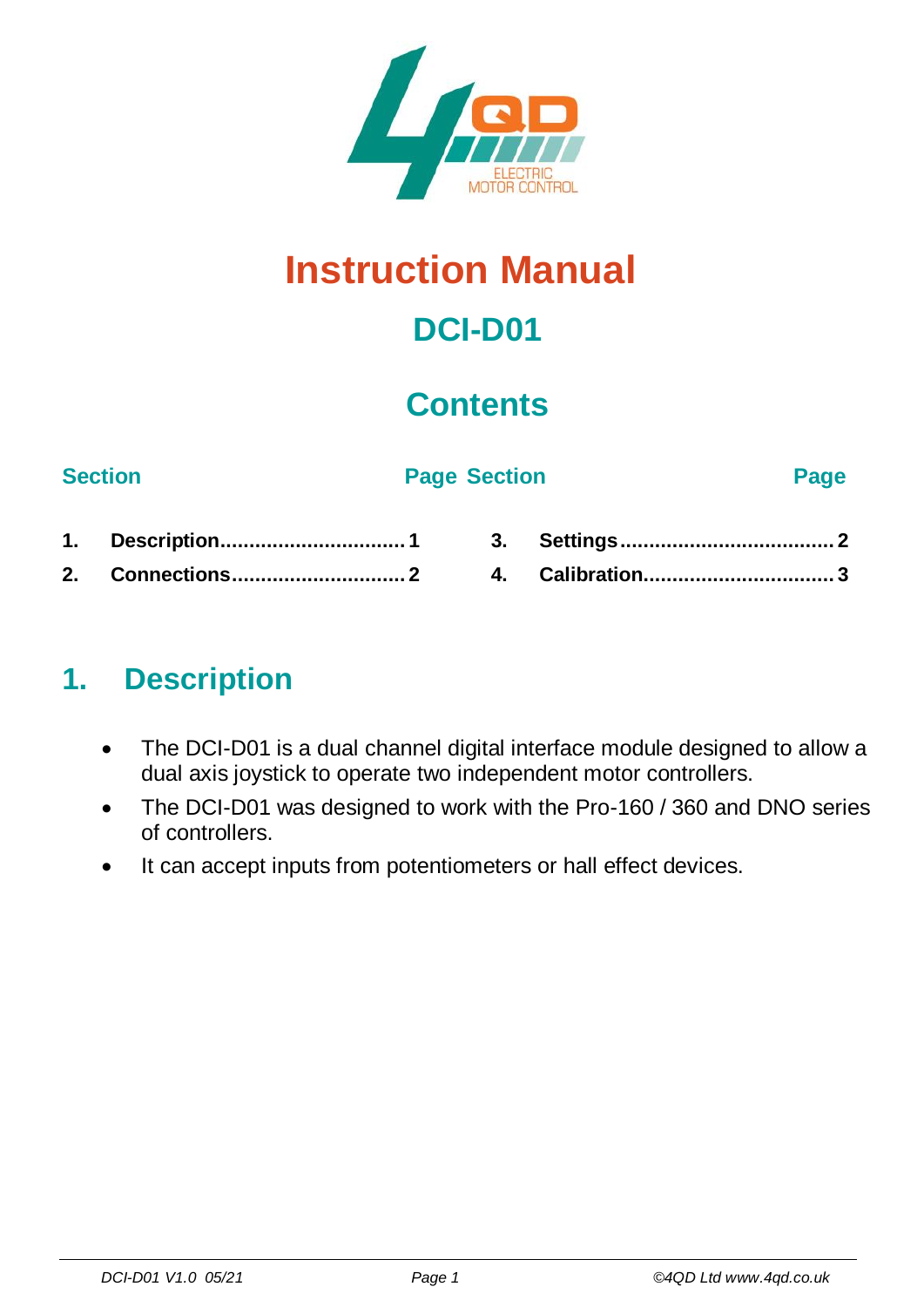# Instruction Manual

## DCI-D01

## Contents

| Section | Page | Section | Page |
|---|---|---|---|
| **1. Description** | **1** | **3. Settings** | **2** |
| **2. Connections** | **2** | **4. Calibration** | **3** |

## 1. Description

- The DCI-D01 is a dual channel digital interface module designed to allow a dual axis joystick to operate two independent motor controllers.
- The DCI-D01 was designed to work with the Pro-160 / 360 and DNO series of controllers.
- It can accept inputs from potentiometers or hall effect devices.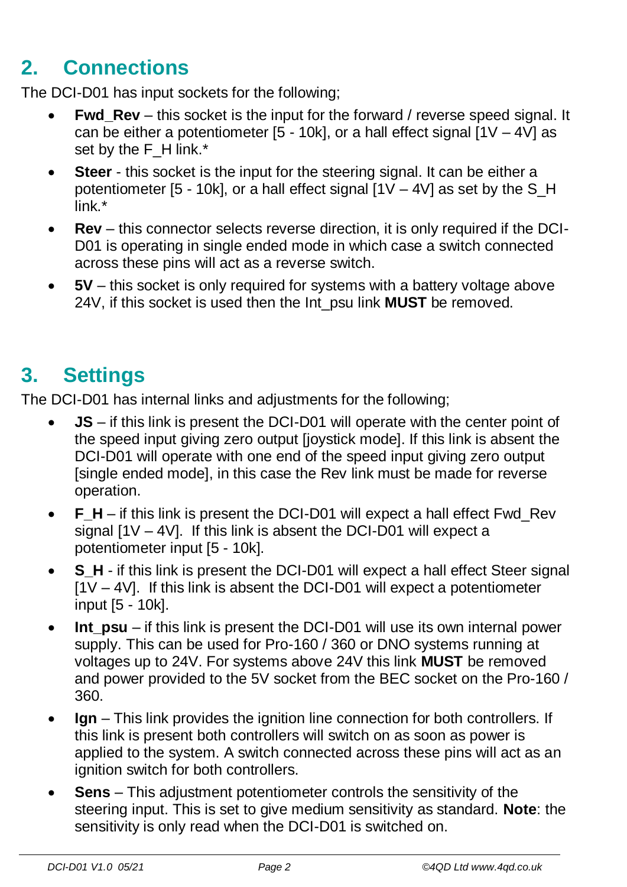## 2. Connections

The DCI-D01 has input sockets for the following;

- **Fwd_Rev** – this socket is the input for the forward / reverse speed signal. It can be either a potentiometer [5 - 10k], or a hall effect signal [1V – 4V] as set by the F_H link.*
- **Steer** - this socket is the input for the steering signal. It can be either a potentiometer [5 - 10k], or a hall effect signal [1V – 4V] as set by the S_H link.*
- **Rev** – this connector selects reverse direction, it is only required if the DCI-D01 is operating in single ended mode in which case a switch connected across these pins will act as a reverse switch.
- **5V** – this socket is only required for systems with a battery voltage above 24V, if this socket is used then the Int_psu link **MUST** be removed.

## 3. Settings

The DCI-D01 has internal links and adjustments for the following;

- **JS** – if this link is present the DCI-D01 will operate with the center point of the speed input giving zero output [joystick mode]. If this link is absent the DCI-D01 will operate with one end of the speed input giving zero output [single ended mode], in this case the Rev link must be made for reverse operation.
- **F_H** – if this link is present the DCI-D01 will expect a hall effect Fwd_Rev signal [1V – 4V]. If this link is absent the DCI-D01 will expect a potentiometer input [5 - 10k].
- **S_H** - if this link is present the DCI-D01 will expect a hall effect Steer signal [1V – 4V]. If this link is absent the DCI-D01 will expect a potentiometer input [5 - 10k].
- **Int_psu** – if this link is present the DCI-D01 will use its own internal power supply. This can be used for Pro-160 / 360 or DNO systems running at voltages up to 24V. For systems above 24V this link **MUST** be removed and power provided to the 5V socket from the BEC socket on the Pro-160 / 360.
- **Ign** – This link provides the ignition line connection for both controllers. If this link is present both controllers will switch on as soon as power is applied to the system. A switch connected across these pins will act as an ignition switch for both controllers.
- **Sens** – This adjustment potentiometer controls the sensitivity of the steering input. This is set to give medium sensitivity as standard. **Note**: the sensitivity is only read when the DCI-D01 is switched on.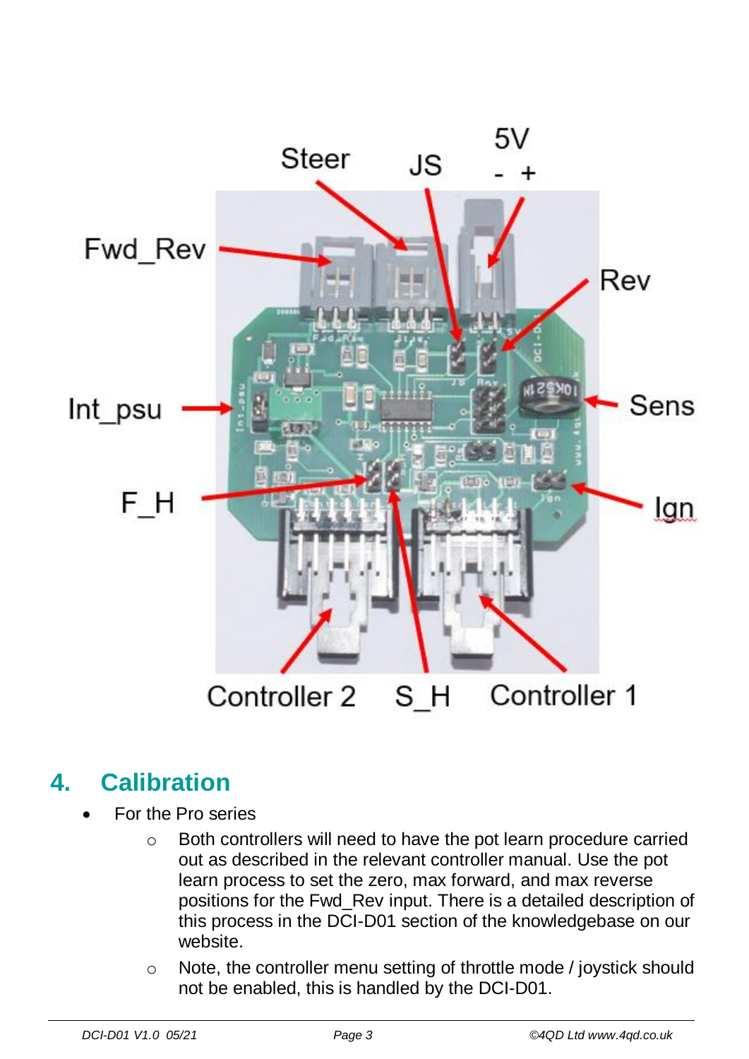Steer JS 5V - +

Fwd_Rev

Rev

Int_psu

Sens

F_H

Ign

Controller 2 S_H Controller 1

## 4. Calibration

- For the Pro series
  - Both controllers will need to have the pot learn procedure carried out as described in the relevant controller manual. Use the pot learn process to set the zero, max forward, and max reverse positions for the Fwd_Rev input. There is a detailed description of this process in the DCI-D01 section of the knowledgebase on our website.
  - Note, the controller menu setting of throttle mode / joystick should not be enabled, this is handled by the DCI-D01.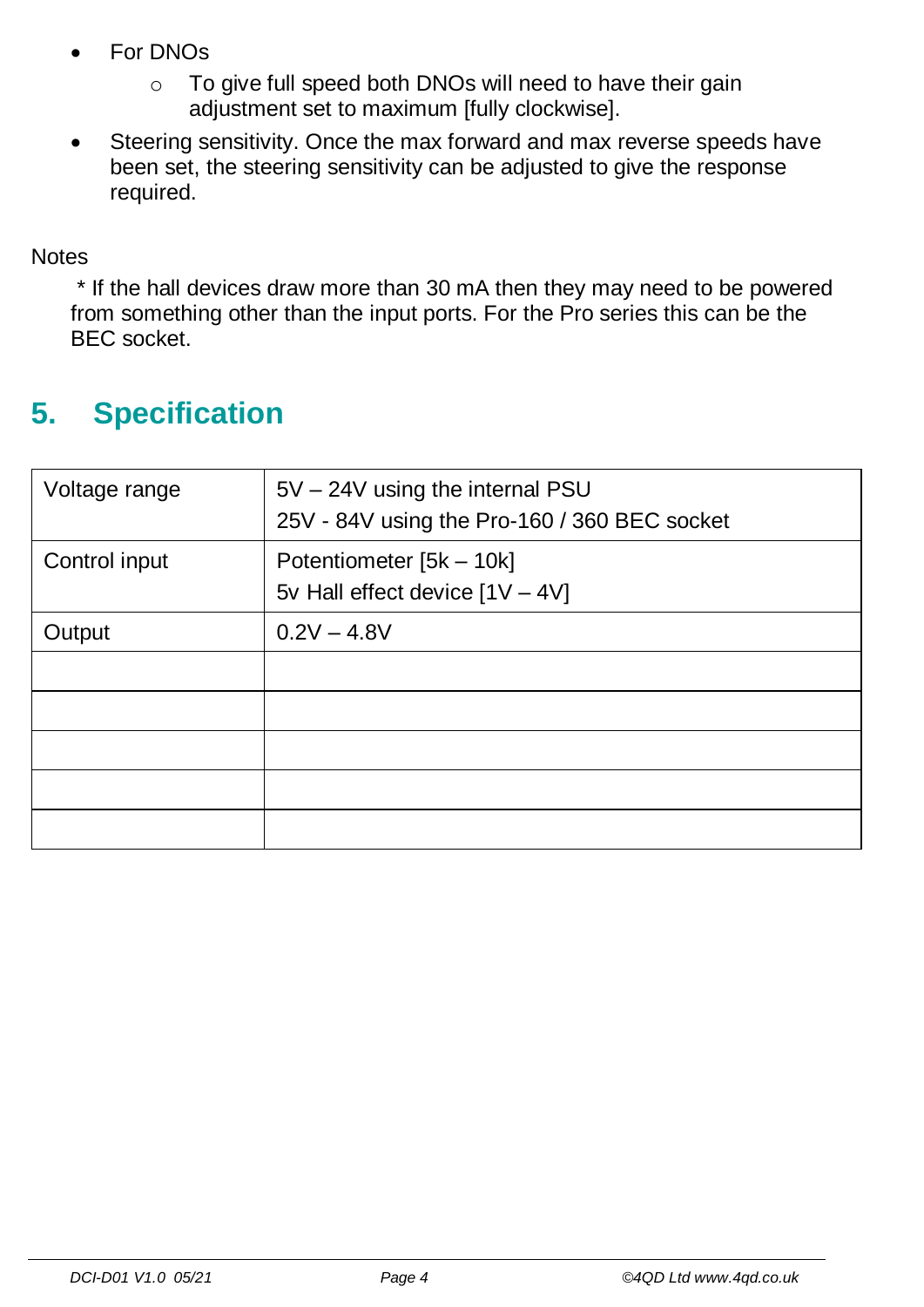- For DNOs
  - To give full speed both DNOs will need to have their gain adjustment set to maximum [fully clockwise].
- Steering sensitivity. Once the max forward and max reverse speeds have been set, the steering sensitivity can be adjusted to give the response required.

Notes

* If the hall devices draw more than 30 mA then they may need to be powered from something other than the input ports. For the Pro series this can be the BEC socket.

## 5. Specification

| | |
|---|---|
| Voltage range | 5V – 24V using the internal PSU<br>25V - 84V using the Pro-160 / 360 BEC socket |
| Control input | Potentiometer [5k – 10k]<br>5v Hall effect device [1V – 4V] |
| Output | 0.2V – 4.8V |
| | |
| | |
| | |
| | |
| | |